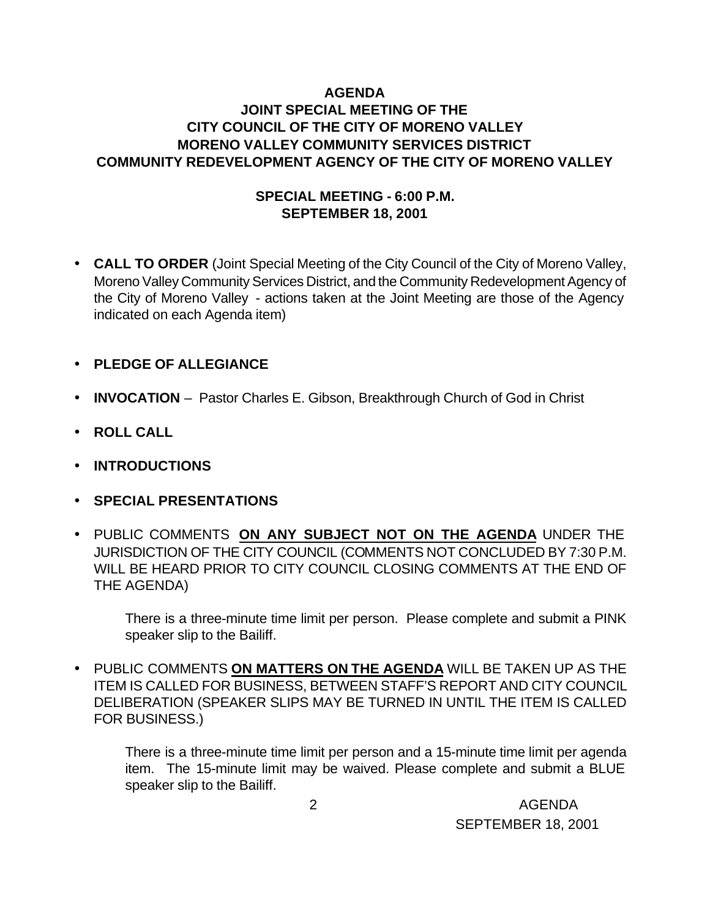# AGENDA

## JOINT SPECIAL MEETING OF THE CITY COUNCIL OF THE CITY OF MORENO VALLEY MORENO VALLEY COMMUNITY SERVICES DISTRICT COMMUNITY REDEVELOPMENT AGENCY OF THE CITY OF MORENO VALLEY

### SPECIAL MEETING - 6:00 P.M.
### SEPTEMBER 18, 2001

- **CALL TO ORDER** (Joint Special Meeting of the City Council of the City of Moreno Valley, Moreno Valley Community Services District, and the Community Redevelopment Agency of the City of Moreno Valley - actions taken at the Joint Meeting are those of the Agency indicated on each Agenda item)

- **PLEDGE OF ALLEGIANCE**

- **INVOCATION** – Pastor Charles E. Gibson, Breakthrough Church of God in Christ

- **ROLL CALL**

- **INTRODUCTIONS**

- **SPECIAL PRESENTATIONS**

- PUBLIC COMMENTS **ON ANY SUBJECT NOT ON THE AGENDA** UNDER THE JURISDICTION OF THE CITY COUNCIL (COMMENTS NOT CONCLUDED BY 7:30 P.M. WILL BE HEARD PRIOR TO CITY COUNCIL CLOSING COMMENTS AT THE END OF THE AGENDA)

  There is a three-minute time limit per person. Please complete and submit a PINK speaker slip to the Bailiff.

- PUBLIC COMMENTS **ON MATTERS ON THE AGENDA** WILL BE TAKEN UP AS THE ITEM IS CALLED FOR BUSINESS, BETWEEN STAFF'S REPORT AND CITY COUNCIL DELIBERATION (SPEAKER SLIPS MAY BE TURNED IN UNTIL THE ITEM IS CALLED FOR BUSINESS.)

  There is a three-minute time limit per person and a 15-minute time limit per agenda item. The 15-minute limit may be waived. Please complete and submit a BLUE speaker slip to the Bailiff.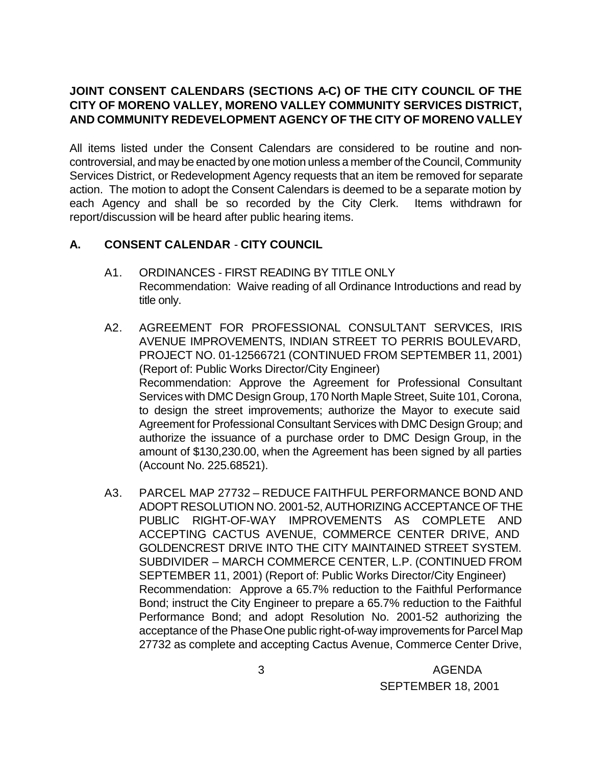**JOINT CONSENT CALENDARS (SECTIONS A-C) OF THE CITY COUNCIL OF THE CITY OF MORENO VALLEY, MORENO VALLEY COMMUNITY SERVICES DISTRICT, AND COMMUNITY REDEVELOPMENT AGENCY OF THE CITY OF MORENO VALLEY**

All items listed under the Consent Calendars are considered to be routine and non-controversial, and may be enacted by one motion unless a member of the Council, Community Services District, or Redevelopment Agency requests that an item be removed for separate action. The motion to adopt the Consent Calendars is deemed to be a separate motion by each Agency and shall be so recorded by the City Clerk. Items withdrawn for report/discussion will be heard after public hearing items.

## A. CONSENT CALENDAR - CITY COUNCIL

A1. ORDINANCES - FIRST READING BY TITLE ONLY
Recommendation: Waive reading of all Ordinance Introductions and read by title only.

A2. AGREEMENT FOR PROFESSIONAL CONSULTANT SERVICES, IRIS AVENUE IMPROVEMENTS, INDIAN STREET TO PERRIS BOULEVARD, PROJECT NO. 01-12566721 (CONTINUED FROM SEPTEMBER 11, 2001) (Report of: Public Works Director/City Engineer)
Recommendation: Approve the Agreement for Professional Consultant Services with DMC Design Group, 170 North Maple Street, Suite 101, Corona, to design the street improvements; authorize the Mayor to execute said Agreement for Professional Consultant Services with DMC Design Group; and authorize the issuance of a purchase order to DMC Design Group, in the amount of $130,230.00, when the Agreement has been signed by all parties (Account No. 225.68521).

A3. PARCEL MAP 27732 – REDUCE FAITHFUL PERFORMANCE BOND AND ADOPT RESOLUTION NO. 2001-52, AUTHORIZING ACCEPTANCE OF THE PUBLIC RIGHT-OF-WAY IMPROVEMENTS AS COMPLETE AND ACCEPTING CACTUS AVENUE, COMMERCE CENTER DRIVE, AND GOLDENCREST DRIVE INTO THE CITY MAINTAINED STREET SYSTEM. SUBDIVIDER – MARCH COMMERCE CENTER, L.P. (CONTINUED FROM SEPTEMBER 11, 2001) (Report of: Public Works Director/City Engineer)
Recommendation: Approve a 65.7% reduction to the Faithful Performance Bond; instruct the City Engineer to prepare a 65.7% reduction to the Faithful Performance Bond; and adopt Resolution No. 2001-52 authorizing the acceptance of the Phase One public right-of-way improvements for Parcel Map 27732 as complete and accepting Cactus Avenue, Commerce Center Drive,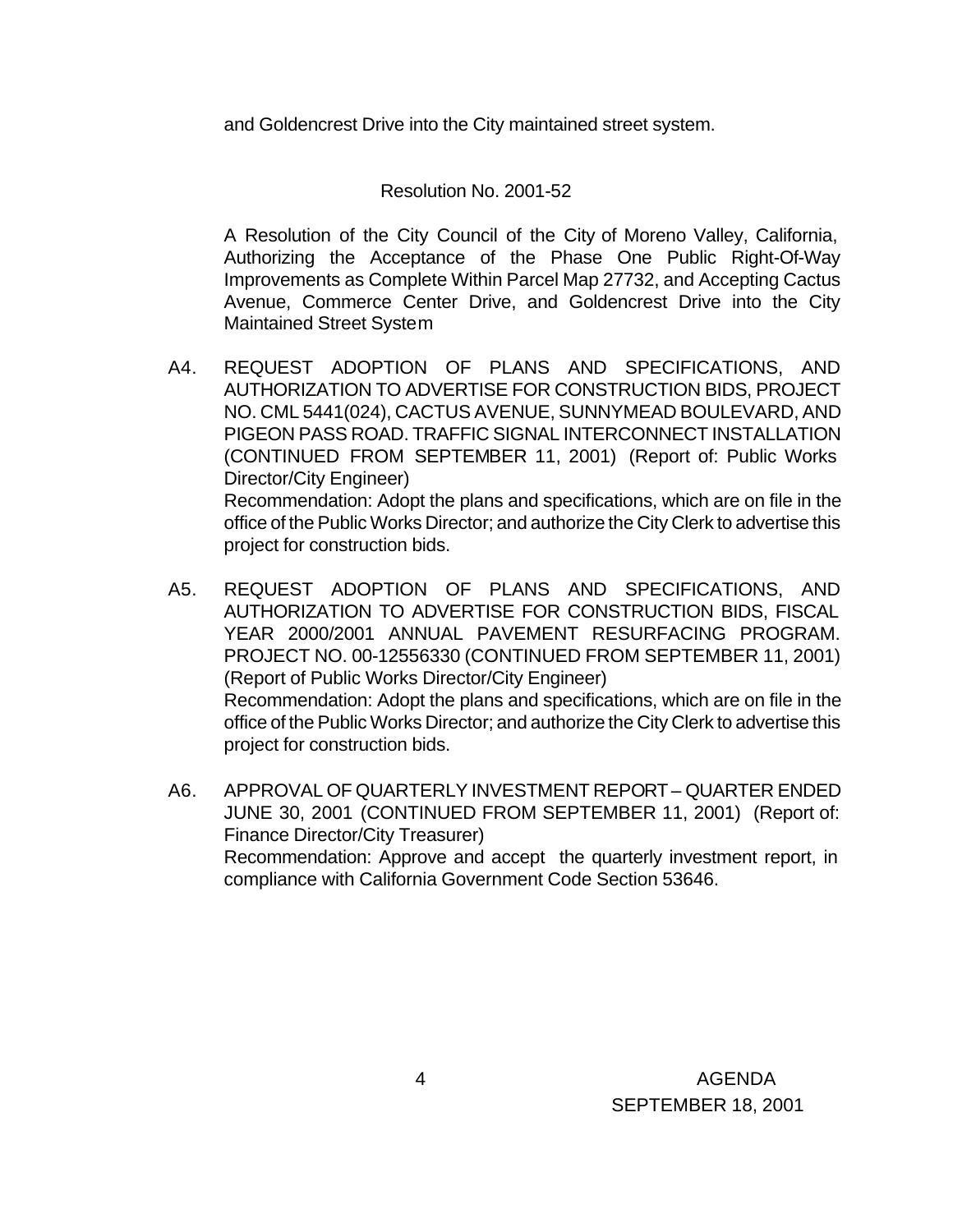and Goldencrest Drive into the City maintained street system.

Resolution No. 2001-52

A Resolution of the City Council of the City of Moreno Valley, California, Authorizing the Acceptance of the Phase One Public Right-Of-Way Improvements as Complete Within Parcel Map 27732, and Accepting Cactus Avenue, Commerce Center Drive, and Goldencrest Drive into the City Maintained Street System

A4. REQUEST ADOPTION OF PLANS AND SPECIFICATIONS, AND AUTHORIZATION TO ADVERTISE FOR CONSTRUCTION BIDS, PROJECT NO. CML 5441(024), CACTUS AVENUE, SUNNYMEAD BOULEVARD, AND PIGEON PASS ROAD. TRAFFIC SIGNAL INTERCONNECT INSTALLATION (CONTINUED FROM SEPTEMBER 11, 2001) (Report of: Public Works Director/City Engineer)
Recommendation: Adopt the plans and specifications, which are on file in the office of the Public Works Director; and authorize the City Clerk to advertise this project for construction bids.

A5. REQUEST ADOPTION OF PLANS AND SPECIFICATIONS, AND AUTHORIZATION TO ADVERTISE FOR CONSTRUCTION BIDS, FISCAL YEAR 2000/2001 ANNUAL PAVEMENT RESURFACING PROGRAM. PROJECT NO. 00-12556330 (CONTINUED FROM SEPTEMBER 11, 2001) (Report of Public Works Director/City Engineer)
Recommendation: Adopt the plans and specifications, which are on file in the office of the Public Works Director; and authorize the City Clerk to advertise this project for construction bids.

A6. APPROVAL OF QUARTERLY INVESTMENT REPORT – QUARTER ENDED JUNE 30, 2001 (CONTINUED FROM SEPTEMBER 11, 2001) (Report of: Finance Director/City Treasurer)
Recommendation: Approve and accept the quarterly investment report, in compliance with California Government Code Section 53646.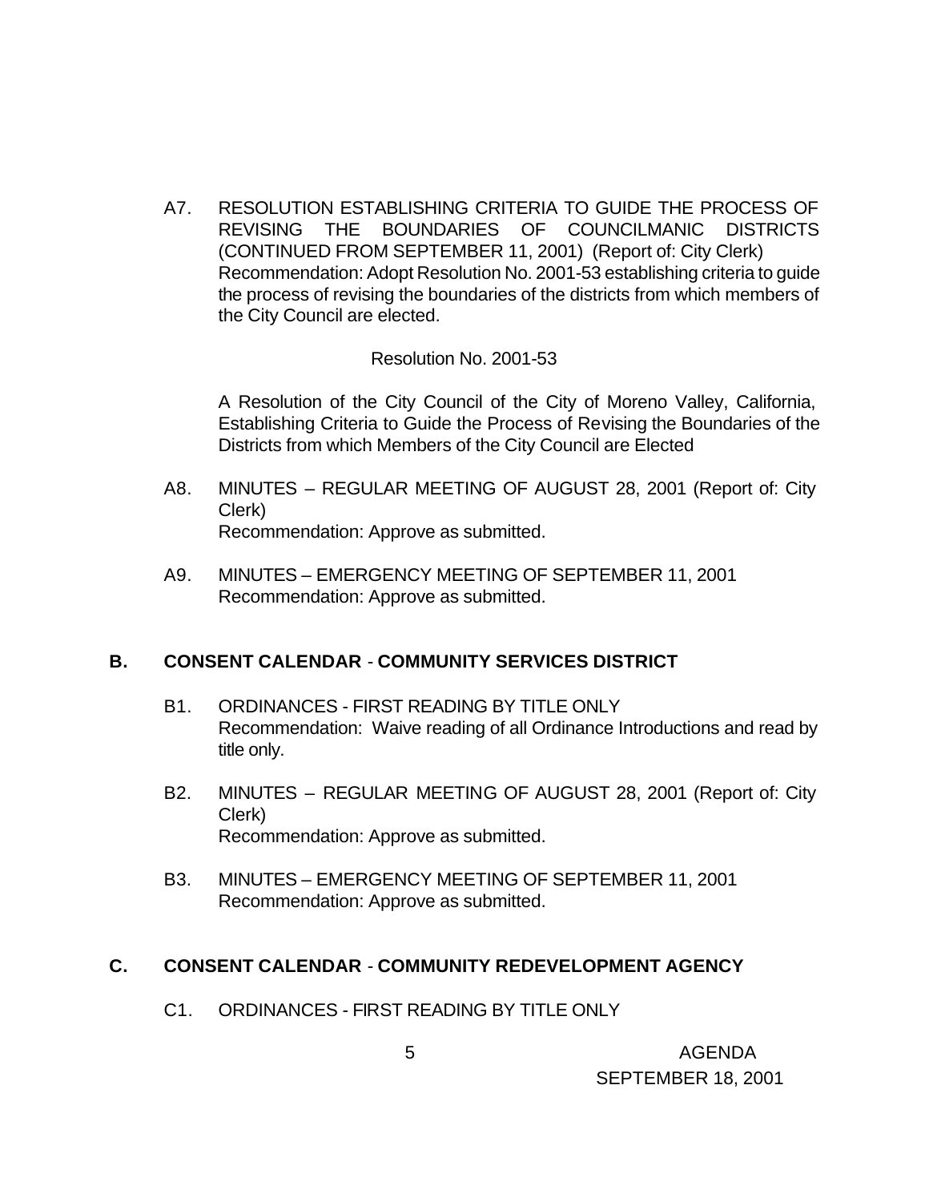A7. RESOLUTION ESTABLISHING CRITERIA TO GUIDE THE PROCESS OF REVISING THE BOUNDARIES OF COUNCILMANIC DISTRICTS (CONTINUED FROM SEPTEMBER 11, 2001) (Report of: City Clerk)
Recommendation: Adopt Resolution No. 2001-53 establishing criteria to guide the process of revising the boundaries of the districts from which members of the City Council are elected.

Resolution No. 2001-53

A Resolution of the City Council of the City of Moreno Valley, California, Establishing Criteria to Guide the Process of Revising the Boundaries of the Districts from which Members of the City Council are Elected

A8. MINUTES – REGULAR MEETING OF AUGUST 28, 2001 (Report of: City Clerk)
Recommendation: Approve as submitted.

A9. MINUTES – EMERGENCY MEETING OF SEPTEMBER 11, 2001
Recommendation: Approve as submitted.

## B. CONSENT CALENDAR - COMMUNITY SERVICES DISTRICT

B1. ORDINANCES - FIRST READING BY TITLE ONLY
Recommendation: Waive reading of all Ordinance Introductions and read by title only.

B2. MINUTES – REGULAR MEETING OF AUGUST 28, 2001 (Report of: City Clerk)
Recommendation: Approve as submitted.

B3. MINUTES – EMERGENCY MEETING OF SEPTEMBER 11, 2001
Recommendation: Approve as submitted.

## C. CONSENT CALENDAR - COMMUNITY REDEVELOPMENT AGENCY

C1. ORDINANCES - FIRST READING BY TITLE ONLY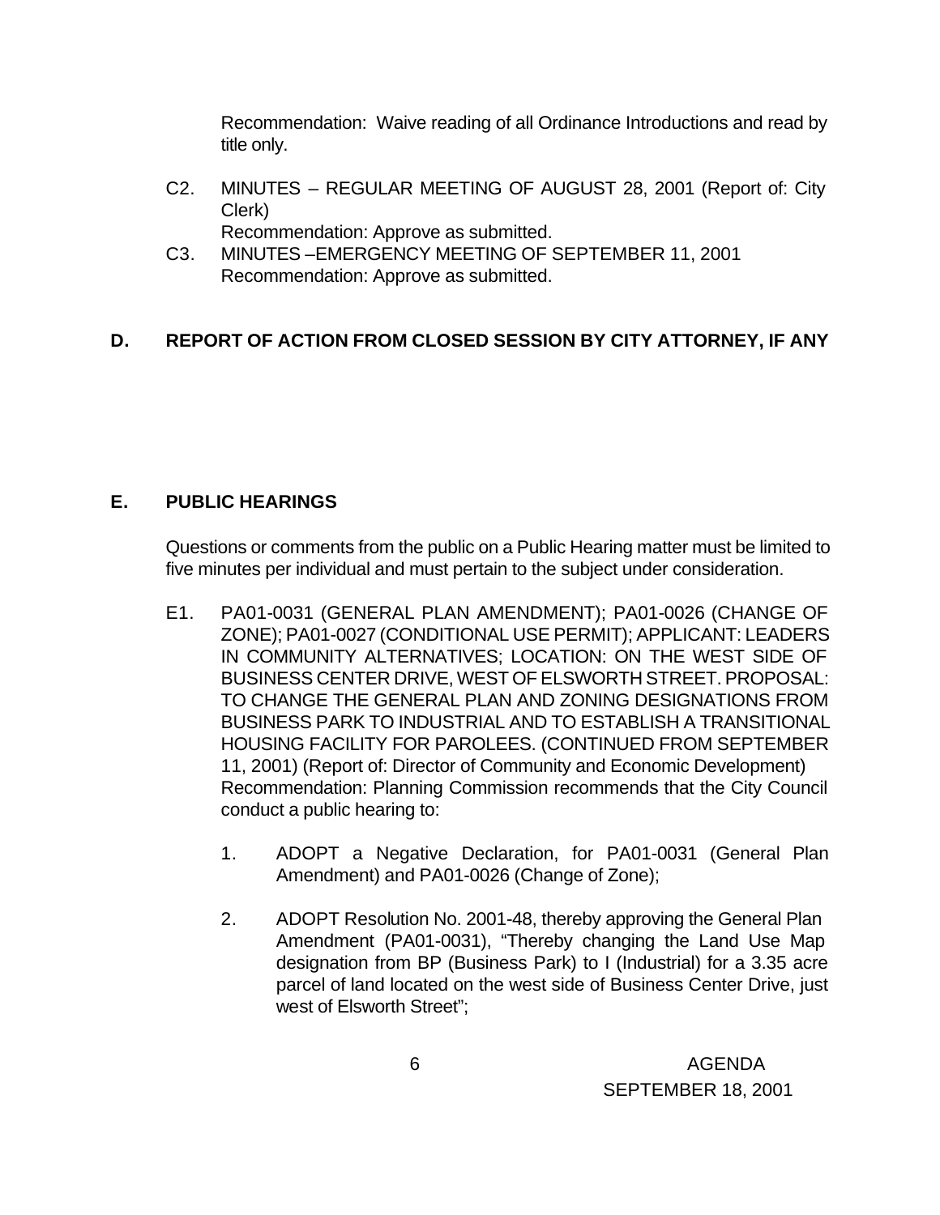Recommendation: Waive reading of all Ordinance Introductions and read by title only.

C2. MINUTES – REGULAR MEETING OF AUGUST 28, 2001 (Report of: City Clerk)
Recommendation: Approve as submitted.

C3. MINUTES –EMERGENCY MEETING OF SEPTEMBER 11, 2001
Recommendation: Approve as submitted.

## D. REPORT OF ACTION FROM CLOSED SESSION BY CITY ATTORNEY, IF ANY

## E. PUBLIC HEARINGS

Questions or comments from the public on a Public Hearing matter must be limited to five minutes per individual and must pertain to the subject under consideration.

E1. PA01-0031 (GENERAL PLAN AMENDMENT); PA01-0026 (CHANGE OF ZONE); PA01-0027 (CONDITIONAL USE PERMIT); APPLICANT: LEADERS IN COMMUNITY ALTERNATIVES; LOCATION: ON THE WEST SIDE OF BUSINESS CENTER DRIVE, WEST OF ELSWORTH STREET. PROPOSAL: TO CHANGE THE GENERAL PLAN AND ZONING DESIGNATIONS FROM BUSINESS PARK TO INDUSTRIAL AND TO ESTABLISH A TRANSITIONAL HOUSING FACILITY FOR PAROLEES. (CONTINUED FROM SEPTEMBER 11, 2001) (Report of: Director of Community and Economic Development)
Recommendation: Planning Commission recommends that the City Council conduct a public hearing to:

1. ADOPT a Negative Declaration, for PA01-0031 (General Plan Amendment) and PA01-0026 (Change of Zone);

2. ADOPT Resolution No. 2001-48, thereby approving the General Plan Amendment (PA01-0031), "Thereby changing the Land Use Map designation from BP (Business Park) to I (Industrial) for a 3.35 acre parcel of land located on the west side of Business Center Drive, just west of Elsworth Street";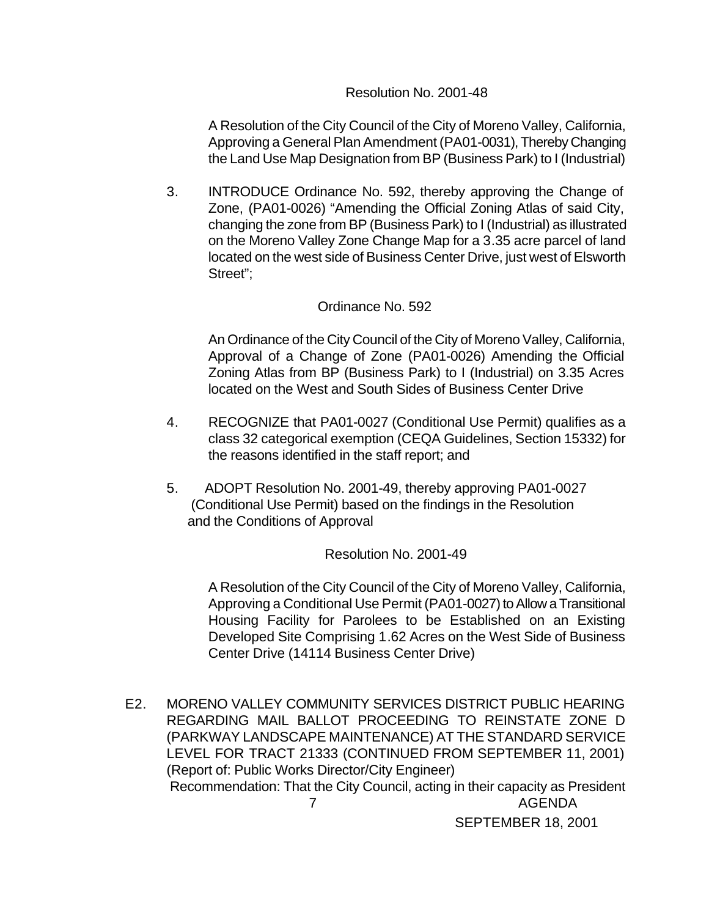Resolution No. 2001-48

A Resolution of the City Council of the City of Moreno Valley, California, Approving a General Plan Amendment (PA01-0031), Thereby Changing the Land Use Map Designation from BP (Business Park) to I (Industrial)

3. INTRODUCE Ordinance No. 592, thereby approving the Change of Zone, (PA01-0026) "Amending the Official Zoning Atlas of said City, changing the zone from BP (Business Park) to I (Industrial) as illustrated on the Moreno Valley Zone Change Map for a 3.35 acre parcel of land located on the west side of Business Center Drive, just west of Elsworth Street";

Ordinance No. 592

An Ordinance of the City Council of the City of Moreno Valley, California, Approval of a Change of Zone (PA01-0026) Amending the Official Zoning Atlas from BP (Business Park) to I (Industrial) on 3.35 Acres located on the West and South Sides of Business Center Drive

4. RECOGNIZE that PA01-0027 (Conditional Use Permit) qualifies as a class 32 categorical exemption (CEQA Guidelines, Section 15332) for the reasons identified in the staff report; and

5. ADOPT Resolution No. 2001-49, thereby approving PA01-0027 (Conditional Use Permit) based on the findings in the Resolution and the Conditions of Approval

Resolution No. 2001-49

A Resolution of the City Council of the City of Moreno Valley, California, Approving a Conditional Use Permit (PA01-0027) to Allow a Transitional Housing Facility for Parolees to be Established on an Existing Developed Site Comprising 1.62 Acres on the West Side of Business Center Drive (14114 Business Center Drive)

E2. MORENO VALLEY COMMUNITY SERVICES DISTRICT PUBLIC HEARING REGARDING MAIL BALLOT PROCEEDING TO REINSTATE ZONE D (PARKWAY LANDSCAPE MAINTENANCE) AT THE STANDARD SERVICE LEVEL FOR TRACT 21333 (CONTINUED FROM SEPTEMBER 11, 2001) (Report of: Public Works Director/City Engineer)

Recommendation: That the City Council, acting in their capacity as President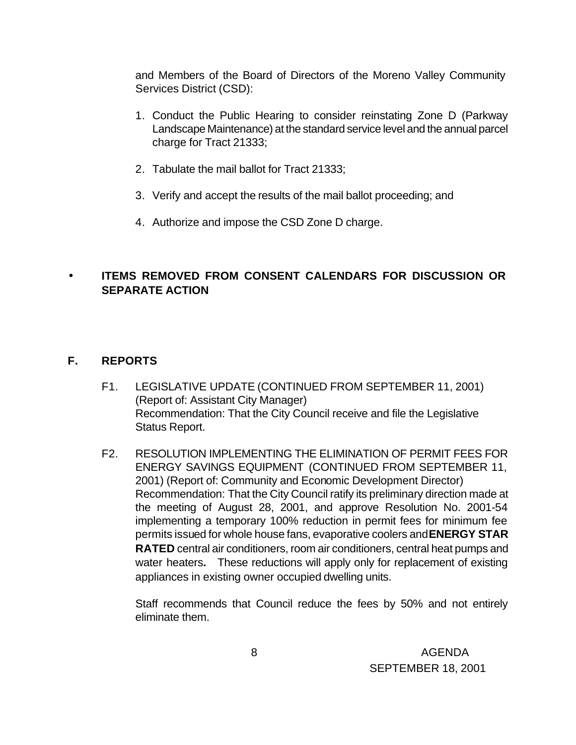and Members of the Board of Directors of the Moreno Valley Community Services District (CSD):

1. Conduct the Public Hearing to consider reinstating Zone D (Parkway Landscape Maintenance) at the standard service level and the annual parcel charge for Tract 21333;
2. Tabulate the mail ballot for Tract 21333;
3. Verify and accept the results of the mail ballot proceeding; and
4. Authorize and impose the CSD Zone D charge.

- **ITEMS REMOVED FROM CONSENT CALENDARS FOR DISCUSSION OR SEPARATE ACTION**

## F. REPORTS

F1. LEGISLATIVE UPDATE (CONTINUED FROM SEPTEMBER 11, 2001) (Report of: Assistant City Manager)
Recommendation: That the City Council receive and file the Legislative Status Report.

F2. RESOLUTION IMPLEMENTING THE ELIMINATION OF PERMIT FEES FOR ENERGY SAVINGS EQUIPMENT (CONTINUED FROM SEPTEMBER 11, 2001) (Report of: Community and Economic Development Director)
Recommendation: That the City Council ratify its preliminary direction made at the meeting of August 28, 2001, and approve Resolution No. 2001-54 implementing a temporary 100% reduction in permit fees for minimum fee permits issued for whole house fans, evaporative coolers and **ENERGY STAR RATED** central air conditioners, room air conditioners, central heat pumps and water heaters**.** These reductions will apply only for replacement of existing appliances in existing owner occupied dwelling units.

Staff recommends that Council reduce the fees by 50% and not entirely eliminate them.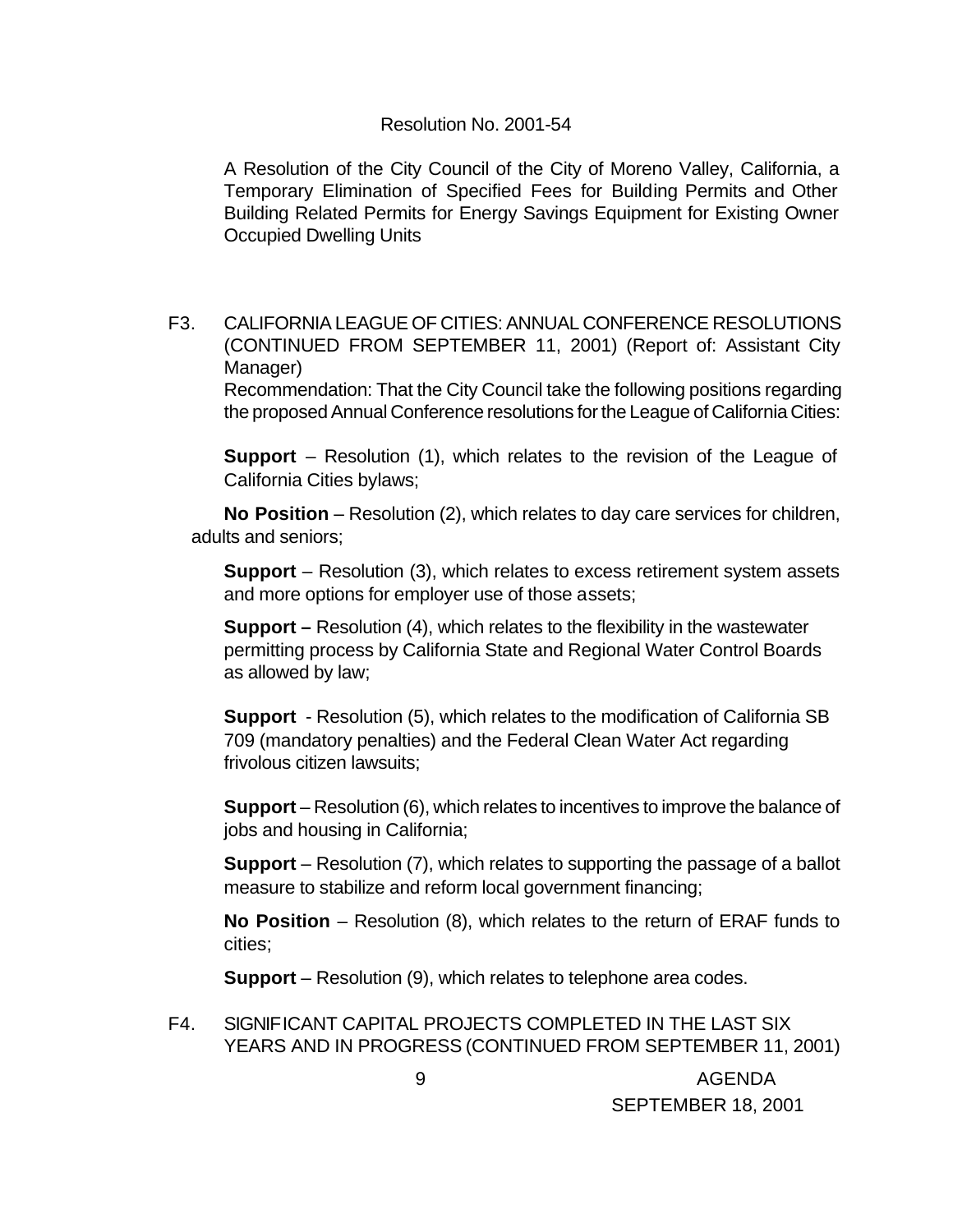Resolution No. 2001-54

A Resolution of the City Council of the City of Moreno Valley, California, a Temporary Elimination of Specified Fees for Building Permits and Other Building Related Permits for Energy Savings Equipment for Existing Owner Occupied Dwelling Units

F3. CALIFORNIA LEAGUE OF CITIES: ANNUAL CONFERENCE RESOLUTIONS (CONTINUED FROM SEPTEMBER 11, 2001) (Report of: Assistant City Manager)

Recommendation: That the City Council take the following positions regarding the proposed Annual Conference resolutions for the League of California Cities:

**Support** – Resolution (1), which relates to the revision of the League of California Cities bylaws;

**No Position** – Resolution (2), which relates to day care services for children, adults and seniors;

**Support** – Resolution (3), which relates to excess retirement system assets and more options for employer use of those assets;

**Support –** Resolution (4), which relates to the flexibility in the wastewater permitting process by California State and Regional Water Control Boards as allowed by law;

**Support** - Resolution (5), which relates to the modification of California SB 709 (mandatory penalties) and the Federal Clean Water Act regarding frivolous citizen lawsuits;

**Support** – Resolution (6), which relates to incentives to improve the balance of jobs and housing in California;

**Support** – Resolution (7), which relates to supporting the passage of a ballot measure to stabilize and reform local government financing;

**No Position** – Resolution (8), which relates to the return of ERAF funds to cities;

**Support** – Resolution (9), which relates to telephone area codes.

F4. SIGNIFICANT CAPITAL PROJECTS COMPLETED IN THE LAST SIX YEARS AND IN PROGRESS (CONTINUED FROM SEPTEMBER 11, 2001)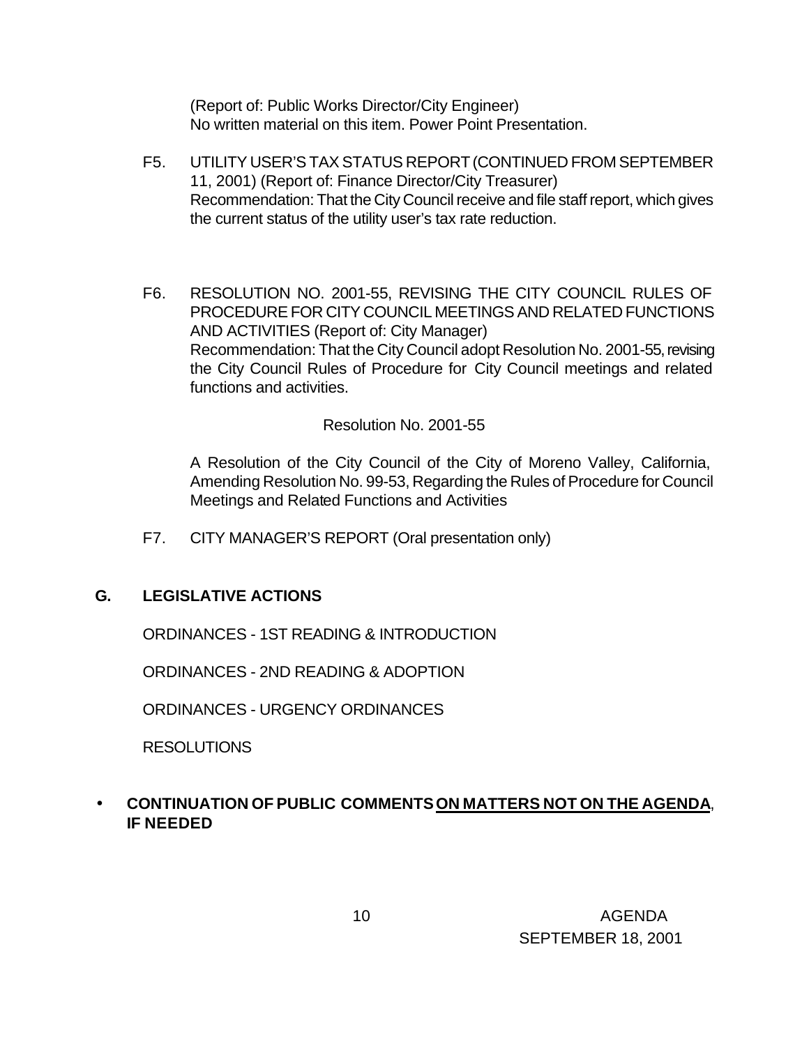(Report of: Public Works Director/City Engineer)
No written material on this item. Power Point Presentation.

F5. UTILITY USER'S TAX STATUS REPORT (CONTINUED FROM SEPTEMBER 11, 2001) (Report of: Finance Director/City Treasurer)
Recommendation: That the City Council receive and file staff report, which gives the current status of the utility user's tax rate reduction.

F6. RESOLUTION NO. 2001-55, REVISING THE CITY COUNCIL RULES OF PROCEDURE FOR CITY COUNCIL MEETINGS AND RELATED FUNCTIONS AND ACTIVITIES (Report of: City Manager)
Recommendation: That the City Council adopt Resolution No. 2001-55, revising the City Council Rules of Procedure for City Council meetings and related functions and activities.

Resolution No. 2001-55

A Resolution of the City Council of the City of Moreno Valley, California, Amending Resolution No. 99-53, Regarding the Rules of Procedure for Council Meetings and Related Functions and Activities

F7. CITY MANAGER'S REPORT (Oral presentation only)

## G. LEGISLATIVE ACTIONS

ORDINANCES - 1ST READING & INTRODUCTION

ORDINANCES - 2ND READING & ADOPTION

ORDINANCES - URGENCY ORDINANCES

RESOLUTIONS

- **CONTINUATION OF PUBLIC COMMENTS ON MATTERS NOT ON THE AGENDA, IF NEEDED**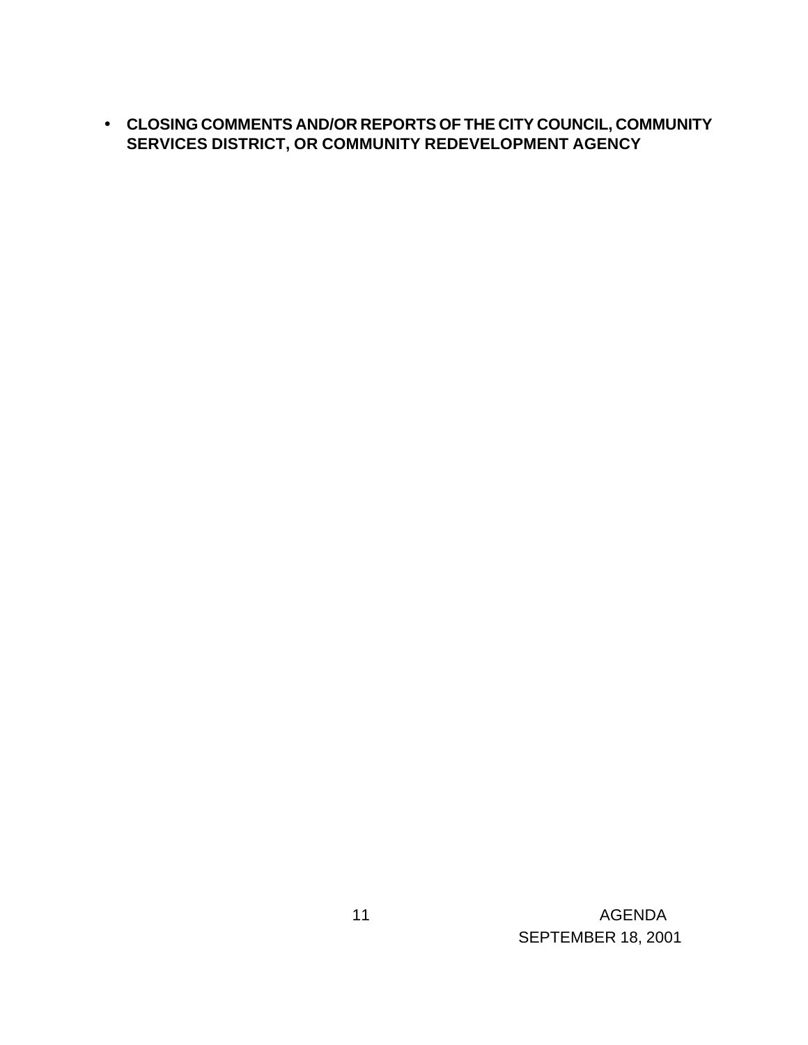- **CLOSING COMMENTS AND/OR REPORTS OF THE CITY COUNCIL, COMMUNITY SERVICES DISTRICT, OR COMMUNITY REDEVELOPMENT AGENCY**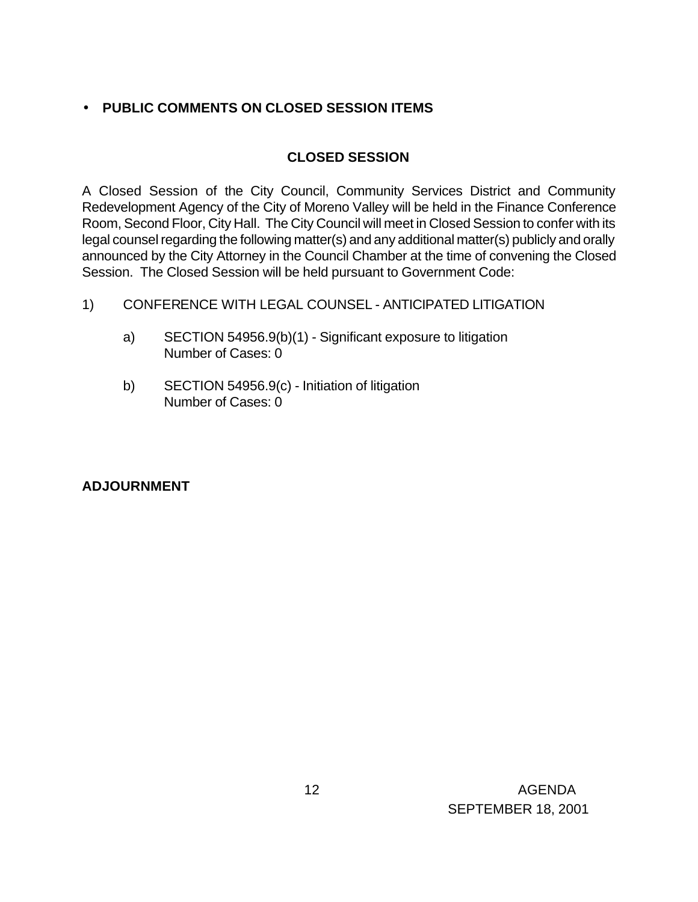- **PUBLIC COMMENTS ON CLOSED SESSION ITEMS**

## CLOSED SESSION

A Closed Session of the City Council, Community Services District and Community Redevelopment Agency of the City of Moreno Valley will be held in the Finance Conference Room, Second Floor, City Hall. The City Council will meet in Closed Session to confer with its legal counsel regarding the following matter(s) and any additional matter(s) publicly and orally announced by the City Attorney in the Council Chamber at the time of convening the Closed Session. The Closed Session will be held pursuant to Government Code:

1) CONFERENCE WITH LEGAL COUNSEL - ANTICIPATED LITIGATION

   a) SECTION 54956.9(b)(1) - Significant exposure to litigation
      Number of Cases: 0

   b) SECTION 54956.9(c) - Initiation of litigation
      Number of Cases: 0

**ADJOURNMENT**